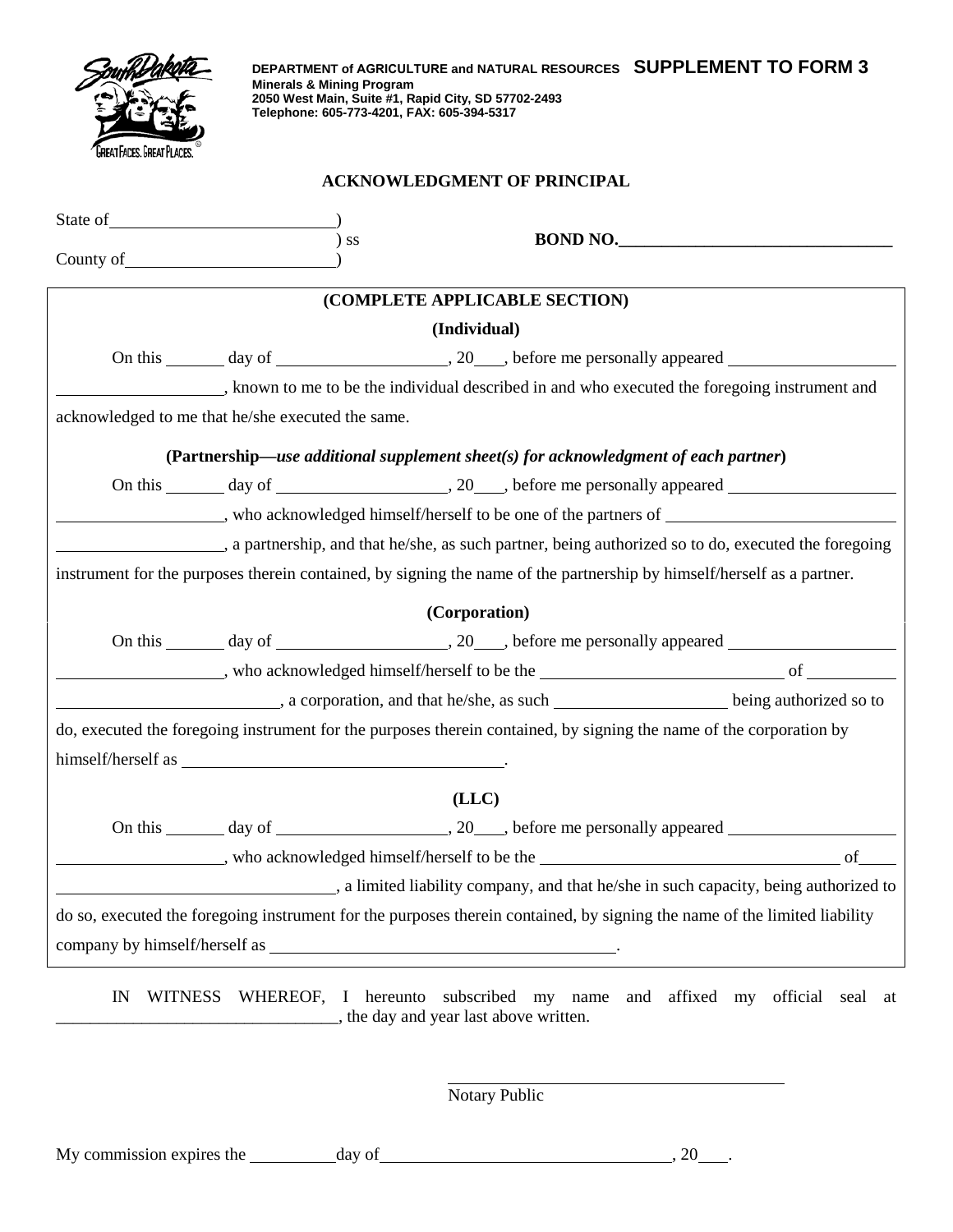**DEPARTMENT of AGRICULTURE and NATURAL RESOURCES** **SUPPLEMENT TO FORM 3**
**Minerals & Mining Program**
**2050 West Main, Suite #1, Rapid City, SD 57702-2493**
**Telephone: 605-773-4201, FAX: 605-394-5317**

## ACKNOWLEDGMENT OF PRINCIPAL

State of __________________________)
) ss **BOND NO.________________________________**
County of_________________________)

**(COMPLETE APPLICABLE SECTION)**

**(Individual)**

On this _______ day of ___________________, 20___, before me personally appeared ___________________ ___________________, known to me to be the individual described in and who executed the foregoing instrument and acknowledged to me that he/she executed the same.

**(Partnership—*use additional supplement sheet(s) for acknowledgment of each partner*)**

On this _______ day of ___________________, 20___, before me personally appeared ___________________ ___________________, who acknowledged himself/herself to be one of the partners of _________________________ ___________________, a partnership, and that he/she, as such partner, being authorized so to do, executed the foregoing instrument for the purposes therein contained, by signing the name of the partnership by himself/herself as a partner.

**(Corporation)**

On this _______ day of ___________________, 20___, before me personally appeared ___________________ ___________________, who acknowledged himself/herself to be the ___________________________ of __________ _________________________, a corporation, and that he/she, as such ____________________ being authorized so to do, executed the foregoing instrument for the purposes therein contained, by signing the name of the corporation by himself/herself as _____________________________________.

**(LLC)**

On this _______ day of ___________________, 20___, before me personally appeared ___________________ ___________________, who acknowledged himself/herself to be the __________________________________ of____ ________________________________, a limited liability company, and that he/she in such capacity, being authorized to do so, executed the foregoing instrument for the purposes therein contained, by signing the name of the limited liability company by himself/herself as _______________________________________.

IN WITNESS WHEREOF, I hereunto subscribed my name and affixed my official seal at __________________________________, the day and year last above written.

_______________________________________
Notary Public

My commission expires the __________day of__________________________________, 20___.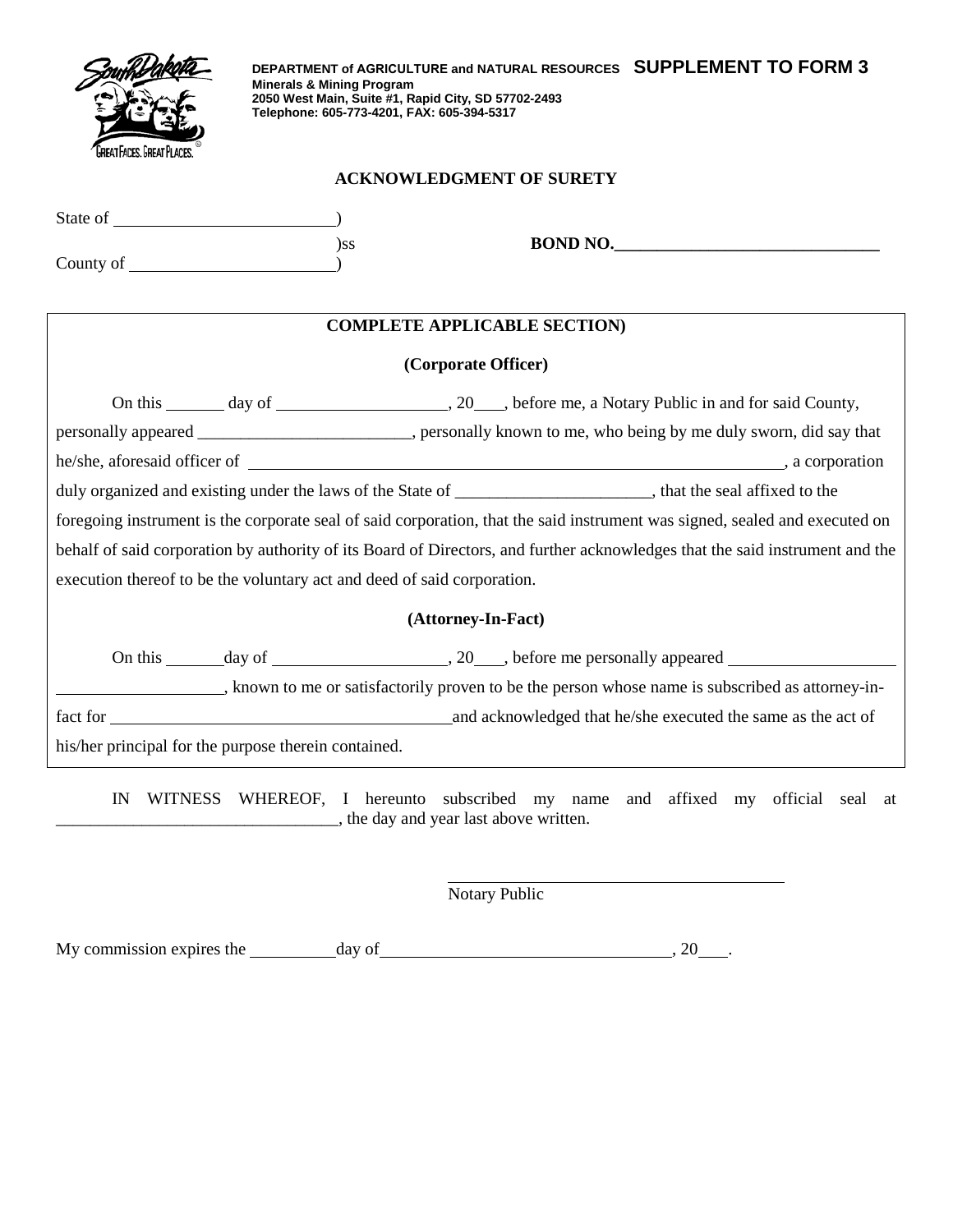DEPARTMENT of AGRICULTURE and NATURAL RESOURCES **SUPPLEMENT TO FORM 3**
**Minerals & Mining Program**
**2050 West Main, Suite #1, Rapid City, SD 57702-2493**
**Telephone: 605-773-4201, FAX: 605-394-5317**

## ACKNOWLEDGMENT OF SURETY

State of \_\_\_\_\_\_\_\_\_\_\_\_\_\_\_\_\_\_\_\_\_\_\_\_\_\_)
)ss **BOND NO.\_\_\_\_\_\_\_\_\_\_\_\_\_\_\_\_\_\_\_\_\_\_\_\_\_\_\_\_\_\_\_**
County of \_\_\_\_\_\_\_\_\_\_\_\_\_\_\_\_\_\_\_\_\_\_\_\_)

**COMPLETE APPLICABLE SECTION)**

**(Corporate Officer)**

On this \_\_\_\_\_\_\_ day of \_\_\_\_\_\_\_\_\_\_\_\_\_\_\_\_\_\_\_\_, 20\_\_\_, before me, a Notary Public in and for said County, personally appeared \_\_\_\_\_\_\_\_\_\_\_\_\_\_\_\_\_\_\_\_\_\_\_\_\_, personally known to me, who being by me duly sworn, did say that he/she, aforesaid officer of \_\_\_\_\_\_\_\_\_\_\_\_\_\_\_\_\_\_\_\_\_\_\_\_\_\_\_\_\_\_\_\_\_\_\_\_\_\_\_\_\_\_\_\_\_\_\_\_\_\_\_\_\_\_\_\_\_\_\_\_\_\_\_\_\_, a corporation duly organized and existing under the laws of the State of \_\_\_\_\_\_\_\_\_\_\_\_\_\_\_\_\_\_\_\_\_\_\_, that the seal affixed to the foregoing instrument is the corporate seal of said corporation, that the said instrument was signed, sealed and executed on behalf of said corporation by authority of its Board of Directors, and further acknowledges that the said instrument and the execution thereof to be the voluntary act and deed of said corporation.

**(Attorney-In-Fact)**

On this \_\_\_\_\_\_\_day of \_\_\_\_\_\_\_\_\_\_\_\_\_\_\_\_\_\_\_\_, 20\_\_\_, before me personally appeared \_\_\_\_\_\_\_\_\_\_\_\_\_\_\_\_\_\_\_\_ \_\_\_\_\_\_\_\_\_\_\_\_\_\_\_\_\_\_\_\_, known to me or satisfactorily proven to be the person whose name is subscribed as attorney-in-fact for \_\_\_\_\_\_\_\_\_\_\_\_\_\_\_\_\_\_\_\_\_\_\_\_\_\_\_\_\_\_\_\_\_\_\_\_\_\_\_\_\_and acknowledged that he/she executed the same as the act of his/her principal for the purpose therein contained.

IN WITNESS WHEREOF, I hereunto subscribed my name and affixed my official seal at \_\_\_\_\_\_\_\_\_\_\_\_\_\_\_\_\_\_\_\_\_\_\_\_\_\_\_\_\_\_\_\_\_\_, the day and year last above written.

\_\_\_\_\_\_\_\_\_\_\_\_\_\_\_\_\_\_\_\_\_\_\_\_\_\_\_\_\_\_\_\_\_\_\_\_\_\_\_\_
Notary Public

My commission expires the \_\_\_\_\_\_\_\_\_\_day of\_\_\_\_\_\_\_\_\_\_\_\_\_\_\_\_\_\_\_\_\_\_\_\_\_\_\_\_\_\_\_\_\_\_\_, 20\_\_\_.